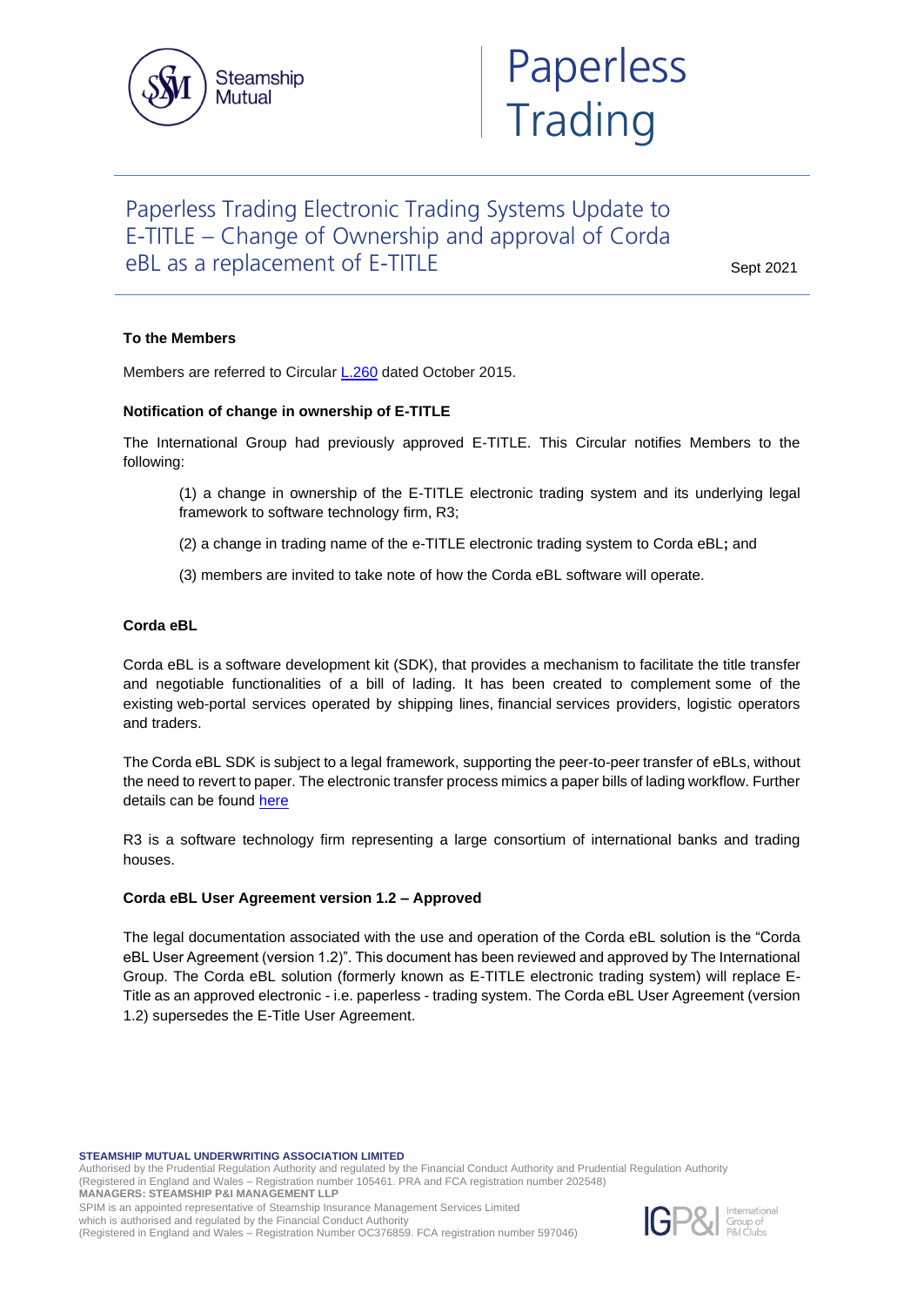# Paperless Trading

## Paperless Trading Electronic Trading Systems Update to E-TITLE – Change of Ownership and approval of Corda eBL as a replacement of E-TITLE

Sept 2021

**To the Members**

Members are referred to Circular [L.260](L.260) dated October 2015.

**Notification of change in ownership of E-TITLE**

The International Group had previously approved E-TITLE. This Circular notifies Members to the following:

(1) a change in ownership of the E-TITLE electronic trading system and its underlying legal framework to software technology firm, R3;

(2) a change in trading name of the e-TITLE electronic trading system to Corda eBL**;** and

(3) members are invited to take note of how the Corda eBL software will operate.

**Corda eBL**

Corda eBL is a software development kit (SDK), that provides a mechanism to facilitate the title transfer and negotiable functionalities of a bill of lading. It has been created to complement some of the existing web-portal services operated by shipping lines, financial services providers, logistic operators and traders.

The Corda eBL SDK is subject to a legal framework, supporting the peer-to-peer transfer of eBLs, without the need to revert to paper. The electronic transfer process mimics a paper bills of lading workflow. Further details can be found here

R3 is a software technology firm representing a large consortium of international banks and trading houses.

**Corda eBL User Agreement version 1.2 – Approved**

The legal documentation associated with the use and operation of the Corda eBL solution is the "Corda eBL User Agreement (version 1.2)". This document has been reviewed and approved by The International Group. The Corda eBL solution (formerly known as E-TITLE electronic trading system) will replace E-Title as an approved electronic - i.e. paperless - trading system. The Corda eBL User Agreement (version 1.2) supersedes the E-Title User Agreement.

**STEAMSHIP MUTUAL UNDERWRITING ASSOCIATION LIMITED**
Authorised by the Prudential Regulation Authority and regulated by the Financial Conduct Authority and Prudential Regulation Authority
(Registered in England and Wales – Registration number 105461. PRA and FCA registration number 202548)
**MANAGERS: STEAMSHIP P&I MANAGEMENT LLP**
SPIM is an appointed representative of Steamship Insurance Management Services Limited
which is authorised and regulated by the Financial Conduct Authority
(Registered in England and Wales – Registration Number OC376859. FCA registration number 597046)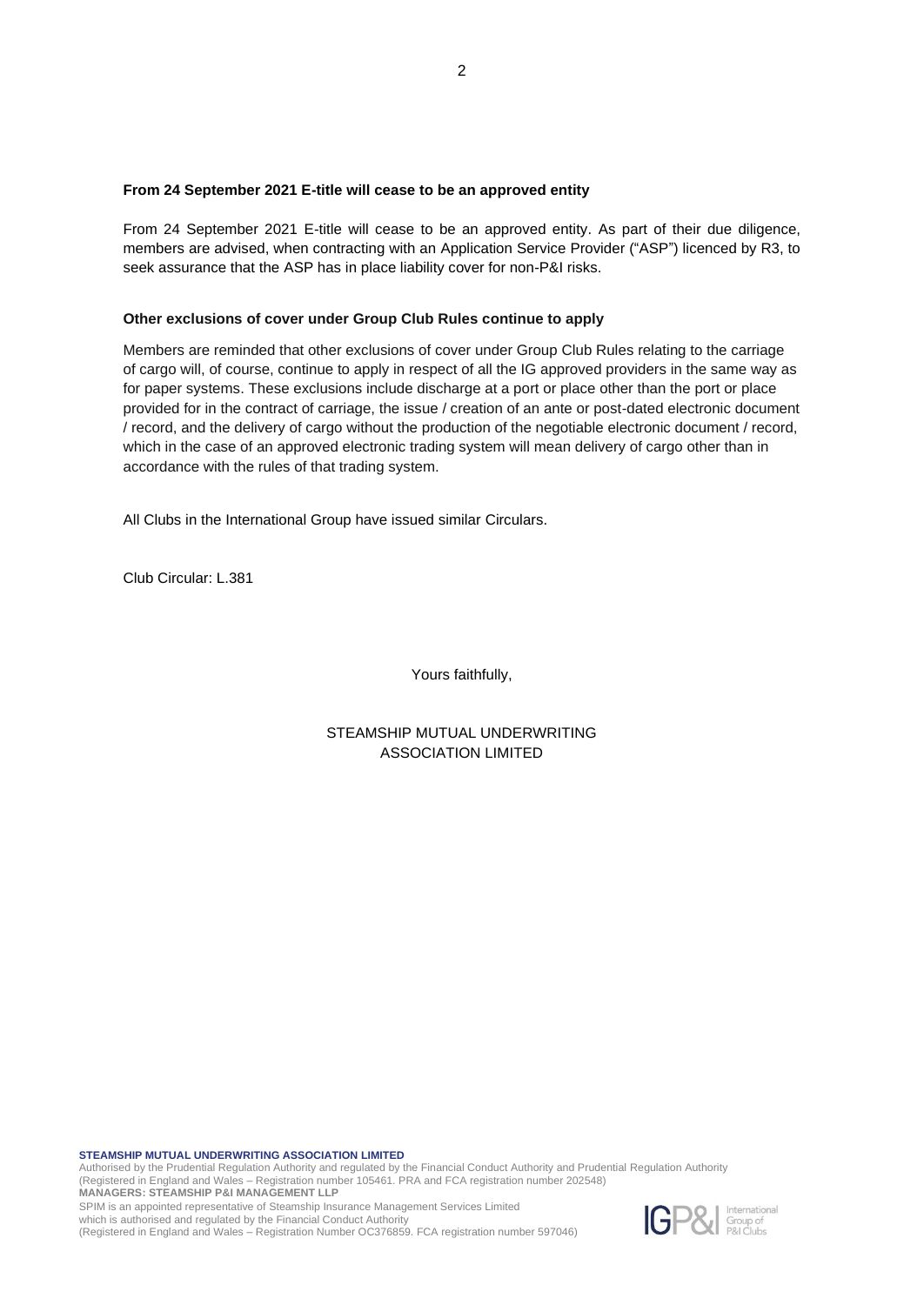**From 24 September 2021 E-title will cease to be an approved entity**

From 24 September 2021 E-title will cease to be an approved entity. As part of their due diligence, members are advised, when contracting with an Application Service Provider ("ASP") licenced by R3, to seek assurance that the ASP has in place liability cover for non-P&I risks.

**Other exclusions of cover under Group Club Rules continue to apply**

Members are reminded that other exclusions of cover under Group Club Rules relating to the carriage of cargo will, of course, continue to apply in respect of all the IG approved providers in the same way as for paper systems. These exclusions include discharge at a port or place other than the port or place provided for in the contract of carriage, the issue / creation of an ante or post-dated electronic document / record, and the delivery of cargo without the production of the negotiable electronic document / record, which in the case of an approved electronic trading system will mean delivery of cargo other than in accordance with the rules of that trading system.

All Clubs in the International Group have issued similar Circulars.

Club Circular: L.381

Yours faithfully,

STEAMSHIP MUTUAL UNDERWRITING ASSOCIATION LIMITED

**STEAMSHIP MUTUAL UNDERWRITING ASSOCIATION LIMITED**
Authorised by the Prudential Regulation Authority and regulated by the Financial Conduct Authority and Prudential Regulation Authority
(Registered in England and Wales – Registration number 105461. PRA and FCA registration number 202548)
**MANAGERS: STEAMSHIP P&I MANAGEMENT LLP**
SPIM is an appointed representative of Steamship Insurance Management Services Limited
which is authorised and regulated by the Financial Conduct Authority
(Registered in England and Wales – Registration Number OC376859. FCA registration number 597046)

IGP&I International Group of P&I Clubs